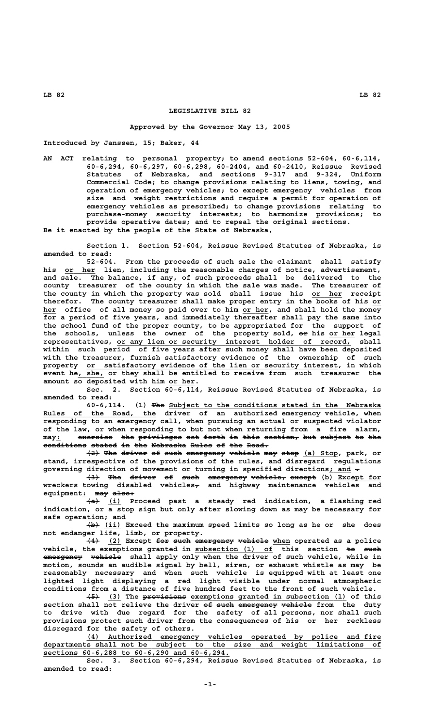# LEGISLATIVE BILL 82

**Approved by the Governor May 13, 2005**

Introduced by Janssen, 15; Baker, 44

AN ACT relating to personal property; to amend sections 52-604, 60-6,114, 60-6,294, 60-6,297, 60-6,298, 60-2404, and 60-2410, Reissue Revised Statutes of Nebraska, and sections 9-317 and 9-324, Uniform Commercial Code; to change provisions relating to liens, towing, and operation of emergency vehicles; to except emergency vehicles from size and weight restrictions and require a permit for operation of emergency vehicles as prescribed; to change provisions relating to purchase-money security interests; to harmonize provisions; to provide operative dates; and to repeal the original sections.

Be it enacted by the people of the State of Nebraska,

Section 1. Section 52-604, Reissue Revised Statutes of Nebraska, is amended to read:

52-604. From the proceeds of such sale the claimant shall satisfy his or her lien, including the reasonable charges of notice, advertisement, and sale. The balance, if any, of such proceeds shall be delivered to the county treasurer of the county in which the sale was made. The treasurer of the county in which the property was sold shall issue his or her receipt therefor. The county treasurer shall make proper entry in the books of his or her office of all money so paid over to him or her, and shall hold the money for a period of five years, and immediately thereafter shall pay the same into the school fund of the proper county, to be appropriated for the support of the schools, unless the owner of the property sold, ~~or~~ his or her legal representatives, or any lien or security interest holder of record, shall within such period of five years after such money shall have been deposited with the treasurer, furnish satisfactory evidence of the ownership of such property or satisfactory evidence of the lien or security interest, in which event he, she, or they shall be entitled to receive from such treasurer the amount so deposited with him or her.

Sec. 2. Section 60-6,114, Reissue Revised Statutes of Nebraska, is amended to read:

60-6,114. (1) ~~The~~ Subject to the conditions stated in the Nebraska Rules of the Road, the driver of an authorized emergency vehicle, when responding to an emergency call, when pursuing an actual or suspected violator of the law, or when responding to but not when returning from a fire alarm, may: ~~exercise the privileges set forth in this section, but subject to the conditions stated in the Nebraska Rules of the Road.~~

~~(2) The driver of such emergency vehicle may stop~~ (a) Stop, park, or stand, irrespective of the provisions of the rules, and disregard regulations governing direction of movement or turning in specified directions; and ~~.~~

~~(3) The driver of such emergency vehicle, except~~ (b) Except for wreckers towing disabled vehicles~~,~~ and highway maintenance vehicles and equipment: ~~may also:~~

~~(a)~~ (i) Proceed past a steady red indication, a flashing red indication, or a stop sign but only after slowing down as may be necessary for safe operation; and

~~(b)~~ (ii) Exceed the maximum speed limits so long as he or she does not endanger life, limb, or property.

~~(4)~~ (2) Except ~~for such emergency vehicle~~ when operated as a police vehicle, the exemptions granted in subsection (1) of this section ~~to such emergency vehicle~~ shall apply only when the driver of such vehicle, while in motion, sounds an audible signal by bell, siren, or exhaust whistle as may be reasonably necessary and when such vehicle is equipped with at least one lighted light displaying a red light visible under normal atmospheric conditions from a distance of five hundred feet to the front of such vehicle.

~~(5)~~ (3) The ~~provisions~~ exemptions granted in subsection (1) of this section shall not relieve the driver ~~of such emergency vehicle~~ from the duty to drive with due regard for the safety of all persons, nor shall such provisions protect such driver from the consequences of his or her reckless disregard for the safety of others.

(4) Authorized emergency vehicles operated by police and fire departments shall not be subject to the size and weight limitations of sections 60-6,288 to 60-6,290 and 60-6,294.

Sec. 3. Section 60-6,294, Reissue Revised Statutes of Nebraska, is amended to read: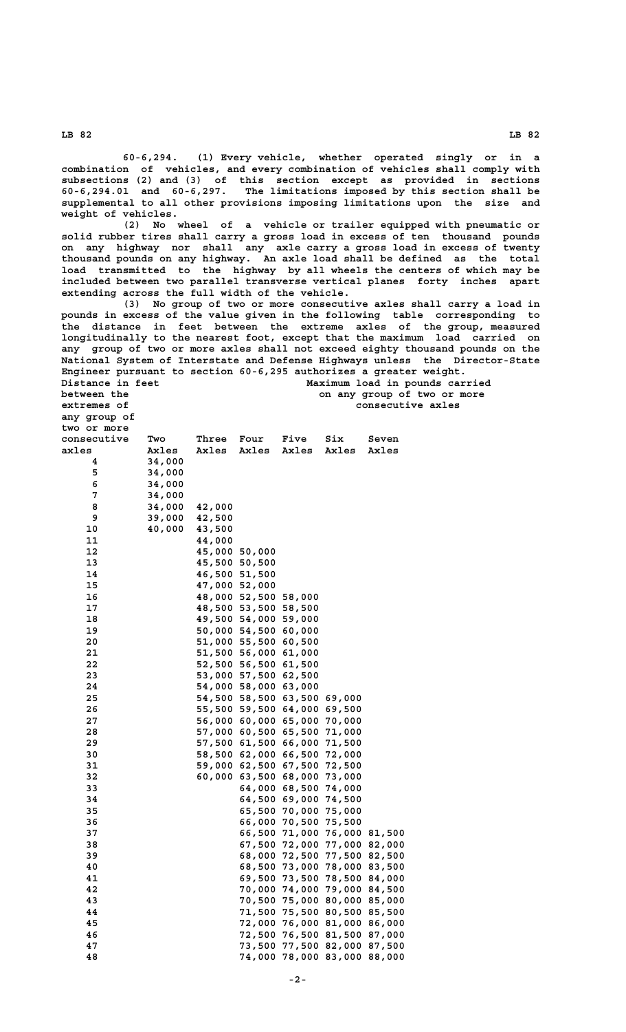60-6,294. (1) Every vehicle, whether operated singly or in a combination of vehicles, and every combination of vehicles shall comply with subsections (2) and (3) of this section except as provided in sections 60-6,294.01 and 60-6,297. The limitations imposed by this section shall be supplemental to all other provisions imposing limitations upon the size and weight of vehicles.

(2) No wheel of a vehicle or trailer equipped with pneumatic or solid rubber tires shall carry a gross load in excess of ten thousand pounds on any highway nor shall any axle carry a gross load in excess of twenty thousand pounds on any highway. An axle load shall be defined as the total load transmitted to the highway by all wheels the centers of which may be included between two parallel transverse vertical planes forty inches apart extending across the full width of the vehicle.

(3) No group of two or more consecutive axles shall carry a load in pounds in excess of the value given in the following table corresponding to the distance in feet between the extreme axles of the group, measured longitudinally to the nearest foot, except that the maximum load carried on any group of two or more axles shall not exceed eighty thousand pounds on the National System of Interstate and Defense Highways unless the Director-State Engineer pursuant to section 60-6,295 authorizes a greater weight.

| Distance in feet between the extremes of any group of two or more consecutive axles | Maximum load in pounds carried on any group of two or more consecutive axles | | | | | |
|---|---|---|---|---|---|---|
| | Two Axles | Three Axles | Four Axles | Five Axles | Six Axles | Seven Axles |
| 4 | 34,000 | | | | | |
| 5 | 34,000 | | | | | |
| 6 | 34,000 | | | | | |
| 7 | 34,000 | | | | | |
| 8 | 34,000 | 42,000 | | | | |
| 9 | 39,000 | 42,500 | | | | |
| 10 | 40,000 | 43,500 | | | | |
| 11 | | 44,000 | | | | |
| 12 | | 45,000 | 50,000 | | | |
| 13 | | 45,500 | 50,500 | | | |
| 14 | | 46,500 | 51,500 | | | |
| 15 | | 47,000 | 52,000 | | | |
| 16 | | 48,000 | 52,500 | 58,000 | | |
| 17 | | 48,500 | 53,500 | 58,500 | | |
| 18 | | 49,500 | 54,000 | 59,000 | | |
| 19 | | 50,000 | 54,500 | 60,000 | | |
| 20 | | 51,000 | 55,500 | 60,500 | | |
| 21 | | 51,500 | 56,000 | 61,000 | | |
| 22 | | 52,500 | 56,500 | 61,500 | | |
| 23 | | 53,000 | 57,500 | 62,500 | | |
| 24 | | 54,000 | 58,000 | 63,000 | | |
| 25 | | 54,500 | 58,500 | 63,500 | 69,000 | |
| 26 | | 55,500 | 59,500 | 64,000 | 69,500 | |
| 27 | | 56,000 | 60,000 | 65,000 | 70,000 | |
| 28 | | 57,000 | 60,500 | 65,500 | 71,000 | |
| 29 | | 57,500 | 61,500 | 66,000 | 71,500 | |
| 30 | | 58,500 | 62,000 | 66,500 | 72,000 | |
| 31 | | 59,000 | 62,500 | 67,500 | 72,500 | |
| 32 | | 60,000 | 63,500 | 68,000 | 73,000 | |
| 33 | | | 64,000 | 68,500 | 74,000 | |
| 34 | | | 64,500 | 69,000 | 74,500 | |
| 35 | | | 65,500 | 70,000 | 75,000 | |
| 36 | | | 66,000 | 70,500 | 75,500 | |
| 37 | | | 66,500 | 71,000 | 76,000 | 81,500 |
| 38 | | | 67,500 | 72,000 | 77,000 | 82,000 |
| 39 | | | 68,000 | 72,500 | 77,500 | 82,500 |
| 40 | | | 68,500 | 73,000 | 78,000 | 83,500 |
| 41 | | | 69,500 | 73,500 | 78,500 | 84,000 |
| 42 | | | 70,000 | 74,000 | 79,000 | 84,500 |
| 43 | | | 70,500 | 75,000 | 80,000 | 85,000 |
| 44 | | | 71,500 | 75,500 | 80,500 | 85,500 |
| 45 | | | 72,000 | 76,000 | 81,000 | 86,000 |
| 46 | | | 72,500 | 76,500 | 81,500 | 87,000 |
| 47 | | | 73,500 | 77,500 | 82,000 | 87,500 |
| 48 | | | 74,000 | 78,000 | 83,000 | 88,000 |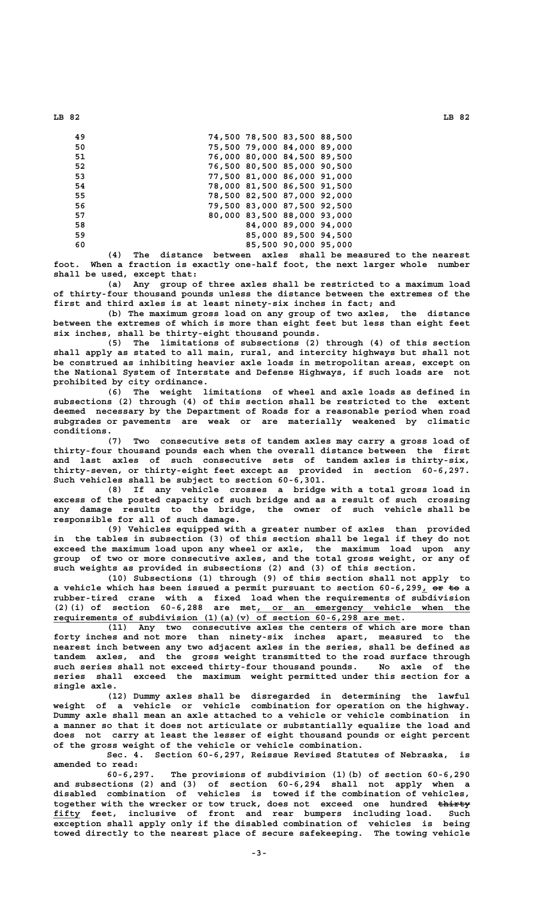| | | | | |
|---|---|---|---|---|
| 49 | 74,500 | 78,500 | 83,500 | 88,500 |
| 50 | 75,500 | 79,000 | 84,000 | 89,000 |
| 51 | 76,000 | 80,000 | 84,500 | 89,500 |
| 52 | 76,500 | 80,500 | 85,000 | 90,500 |
| 53 | 77,500 | 81,000 | 86,000 | 91,000 |
| 54 | 78,000 | 81,500 | 86,500 | 91,500 |
| 55 | 78,500 | 82,500 | 87,000 | 92,000 |
| 56 | 79,500 | 83,000 | 87,500 | 92,500 |
| 57 | 80,000 | 83,500 | 88,000 | 93,000 |
| 58 | | 84,000 | 89,000 | 94,000 |
| 59 | | 85,000 | 89,500 | 94,500 |
| 60 | | 85,500 | 90,000 | 95,000 |

(4) The distance between axles shall be measured to the nearest foot. When a fraction is exactly one-half foot, the next larger whole number shall be used, except that:

(a) Any group of three axles shall be restricted to a maximum load of thirty-four thousand pounds unless the distance between the extremes of the first and third axles is at least ninety-six inches in fact; and

(b) The maximum gross load on any group of two axles, the distance between the extremes of which is more than eight feet but less than eight feet six inches, shall be thirty-eight thousand pounds.

(5) The limitations of subsections (2) through (4) of this section shall apply as stated to all main, rural, and intercity highways but shall not be construed as inhibiting heavier axle loads in metropolitan areas, except on the National System of Interstate and Defense Highways, if such loads are not prohibited by city ordinance.

(6) The weight limitations of wheel and axle loads as defined in subsections (2) through (4) of this section shall be restricted to the extent deemed necessary by the Department of Roads for a reasonable period when road subgrades or pavements are weak or are materially weakened by climatic conditions.

(7) Two consecutive sets of tandem axles may carry a gross load of thirty-four thousand pounds each when the overall distance between the first and last axles of such consecutive sets of tandem axles is thirty-six, thirty-seven, or thirty-eight feet except as provided in section 60-6,297. Such vehicles shall be subject to section 60-6,301.

(8) If any vehicle crosses a bridge with a total gross load in excess of the posted capacity of such bridge and as a result of such crossing any damage results to the bridge, the owner of such vehicle shall be responsible for all of such damage.

(9) Vehicles equipped with a greater number of axles than provided in the tables in subsection (3) of this section shall be legal if they do not exceed the maximum load upon any wheel or axle, the maximum load upon any group of two or more consecutive axles, and the total gross weight, or any of such weights as provided in subsections (2) and (3) of this section.

(10) Subsections (1) through (9) of this section shall not apply to a vehicle which has been issued a permit pursuant to section 60-6,299, ~~or to~~ a rubber-tired crane with a fixed load when the requirements of subdivision (2)(i) of section 60-6,288 are met, or an emergency vehicle when the requirements of subdivision (1)(a)(v) of section 60-6,298 are met.

(11) Any two consecutive axles the centers of which are more than forty inches and not more than ninety-six inches apart, measured to the nearest inch between any two adjacent axles in the series, shall be defined as tandem axles, and the gross weight transmitted to the road surface through such series shall not exceed thirty-four thousand pounds. No axle of the series shall exceed the maximum weight permitted under this section for a single axle.

(12) Dummy axles shall be disregarded in determining the lawful weight of a vehicle or vehicle combination for operation on the highway. Dummy axle shall mean an axle attached to a vehicle or vehicle combination in a manner so that it does not articulate or substantially equalize the load and does not carry at least the lesser of eight thousand pounds or eight percent of the gross weight of the vehicle or vehicle combination.

Sec. 4. Section 60-6,297, Reissue Revised Statutes of Nebraska, is amended to read:

60-6,297. The provisions of subdivision (1)(b) of section 60-6,290 and subsections (2) and (3) of section 60-6,294 shall not apply when a disabled combination of vehicles is towed if the combination of vehicles, together with the wrecker or tow truck, does not exceed one hundred ~~thirty~~ fifty feet, inclusive of front and rear bumpers including load. Such exception shall apply only if the disabled combination of vehicles is being towed directly to the nearest place of secure safekeeping. The towing vehicle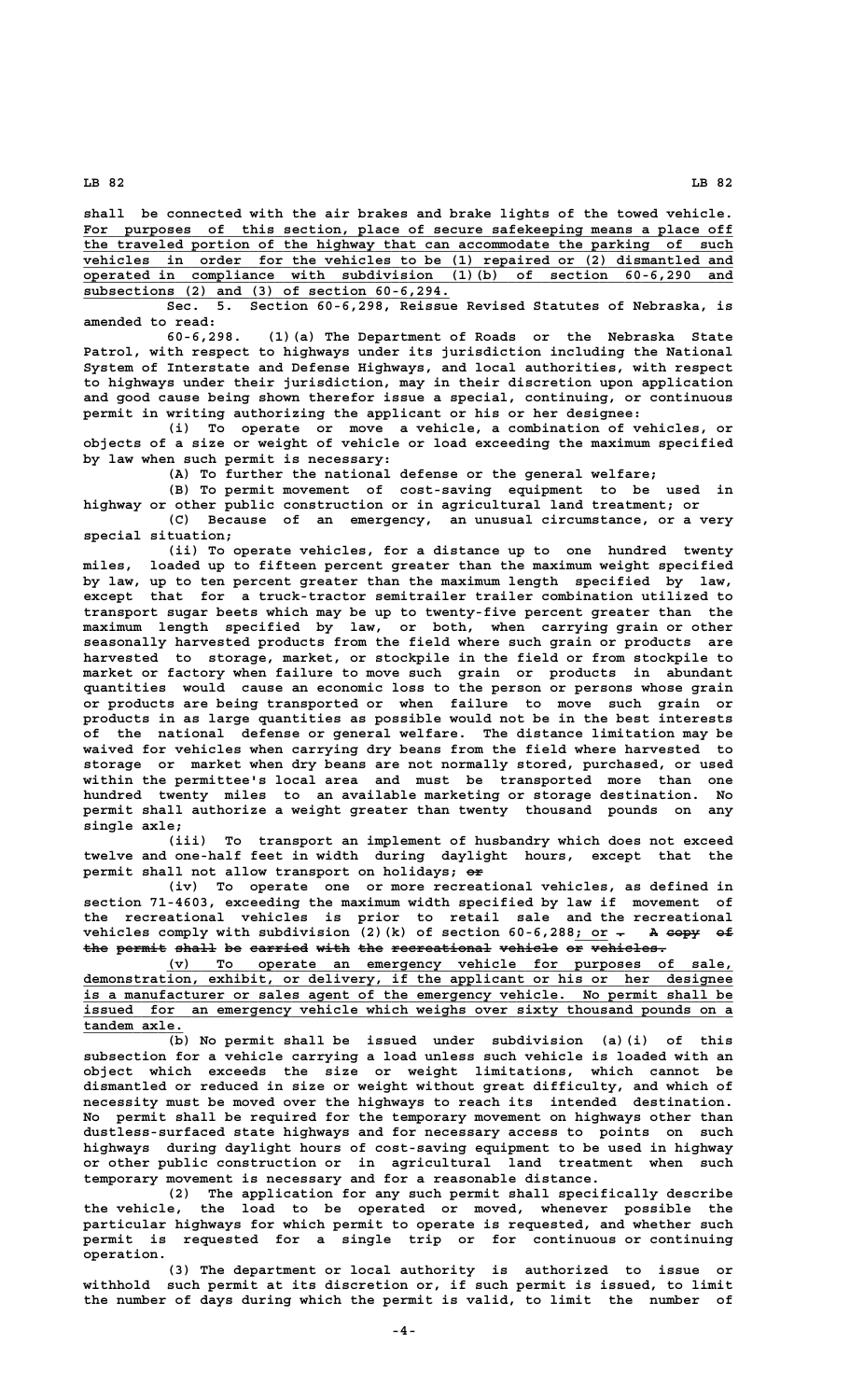shall be connected with the air brakes and brake lights of the towed vehicle. For purposes of this section, place of secure safekeeping means a place off the traveled portion of the highway that can accommodate the parking of such vehicles in order for the vehicles to be (1) repaired or (2) dismantled and operated in compliance with subdivision (1)(b) of section 60-6,290 and subsections (2) and (3) of section 60-6,294.

Sec. 5. Section 60-6,298, Reissue Revised Statutes of Nebraska, is amended to read:

60-6,298. (1)(a) The Department of Roads or the Nebraska State Patrol, with respect to highways under its jurisdiction including the National System of Interstate and Defense Highways, and local authorities, with respect to highways under their jurisdiction, may in their discretion upon application and good cause being shown therefor issue a special, continuing, or continuous permit in writing authorizing the applicant or his or her designee:

(i) To operate or move a vehicle, a combination of vehicles, or objects of a size or weight of vehicle or load exceeding the maximum specified by law when such permit is necessary:

(A) To further the national defense or the general welfare;

(B) To permit movement of cost-saving equipment to be used in highway or other public construction or in agricultural land treatment; or

(C) Because of an emergency, an unusual circumstance, or a very special situation;

(ii) To operate vehicles, for a distance up to one hundred twenty miles, loaded up to fifteen percent greater than the maximum weight specified by law, up to ten percent greater than the maximum length specified by law, except that for a truck-tractor semitrailer trailer combination utilized to transport sugar beets which may be up to twenty-five percent greater than the maximum length specified by law, or both, when carrying grain or other seasonally harvested products from the field where such grain or products are harvested to storage, market, or stockpile in the field or from stockpile to market or factory when failure to move such grain or products in abundant quantities would cause an economic loss to the person or persons whose grain or products are being transported or when failure to move such grain or products in as large quantities as possible would not be in the best interests of the national defense or general welfare. The distance limitation may be waived for vehicles when carrying dry beans from the field where harvested to storage or market when dry beans are not normally stored, purchased, or used within the permittee's local area and must be transported more than one hundred twenty miles to an available marketing or storage destination. No permit shall authorize a weight greater than twenty thousand pounds on any single axle;

(iii) To transport an implement of husbandry which does not exceed twelve and one-half feet in width during daylight hours, except that the permit shall not allow transport on holidays; ~~or~~

(iv) To operate one or more recreational vehicles, as defined in section 71-4603, exceeding the maximum width specified by law if movement of the recreational vehicles is prior to retail sale and the recreational vehicles comply with subdivision (2)(k) of section 60-6,288; or ~~. A copy of the permit shall be carried with the recreational vehicle or vehicles.~~

(v) To operate an emergency vehicle for purposes of sale, demonstration, exhibit, or delivery, if the applicant or his or her designee is a manufacturer or sales agent of the emergency vehicle. No permit shall be issued for an emergency vehicle which weighs over sixty thousand pounds on a tandem axle.

(b) No permit shall be issued under subdivision (a)(i) of this subsection for a vehicle carrying a load unless such vehicle is loaded with an object which exceeds the size or weight limitations, which cannot be dismantled or reduced in size or weight without great difficulty, and which of necessity must be moved over the highways to reach its intended destination. No permit shall be required for the temporary movement on highways other than dustless-surfaced state highways and for necessary access to points on such highways during daylight hours of cost-saving equipment to be used in highway or other public construction or in agricultural land treatment when such temporary movement is necessary and for a reasonable distance.

(2) The application for any such permit shall specifically describe the vehicle, the load to be operated or moved, whenever possible the particular highways for which permit to operate is requested, and whether such permit is requested for a single trip or for continuous or continuing operation.

(3) The department or local authority is authorized to issue or withhold such permit at its discretion or, if such permit is issued, to limit the number of days during which the permit is valid, to limit the number of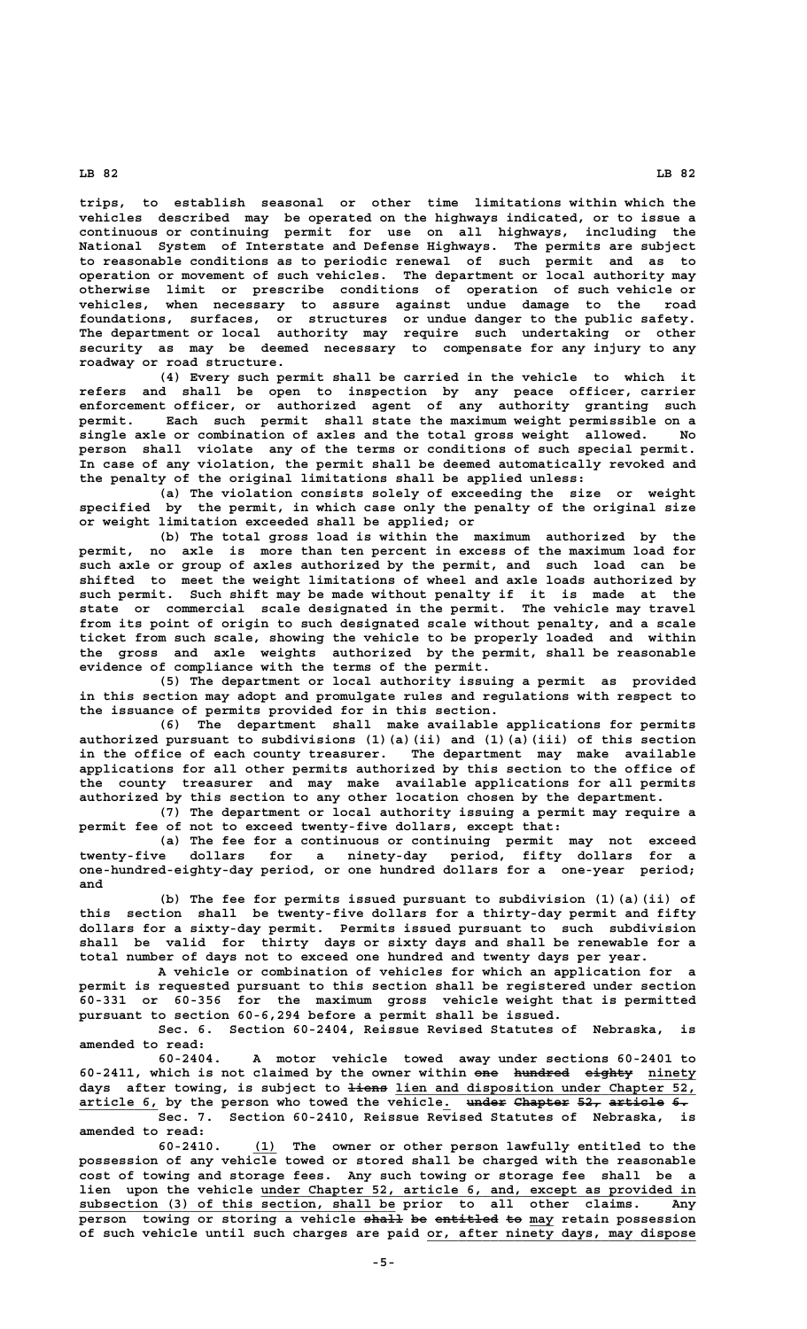trips, to establish seasonal or other time limitations within which the vehicles described may be operated on the highways indicated, or to issue a continuous or continuing permit for use on all highways, including the National System of Interstate and Defense Highways. The permits are subject to reasonable conditions as to periodic renewal of such permit and as to operation or movement of such vehicles. The department or local authority may otherwise limit or prescribe conditions of operation of such vehicle or vehicles, when necessary to assure against undue damage to the road foundations, surfaces, or structures or undue danger to the public safety. The department or local authority may require such undertaking or other security as may be deemed necessary to compensate for any injury to any roadway or road structure.

(4) Every such permit shall be carried in the vehicle to which it refers and shall be open to inspection by any peace officer, carrier enforcement officer, or authorized agent of any authority granting such permit. Each such permit shall state the maximum weight permissible on a single axle or combination of axles and the total gross weight allowed. No person shall violate any of the terms or conditions of such special permit. In case of any violation, the permit shall be deemed automatically revoked and the penalty of the original limitations shall be applied unless:

(a) The violation consists solely of exceeding the size or weight specified by the permit, in which case only the penalty of the original size or weight limitation exceeded shall be applied; or

(b) The total gross load is within the maximum authorized by the permit, no axle is more than ten percent in excess of the maximum load for such axle or group of axles authorized by the permit, and such load can be shifted to meet the weight limitations of wheel and axle loads authorized by such permit. Such shift may be made without penalty if it is made at the state or commercial scale designated in the permit. The vehicle may travel from its point of origin to such designated scale without penalty, and a scale ticket from such scale, showing the vehicle to be properly loaded and within the gross and axle weights authorized by the permit, shall be reasonable evidence of compliance with the terms of the permit.

(5) The department or local authority issuing a permit as provided in this section may adopt and promulgate rules and regulations with respect to the issuance of permits provided for in this section.

(6) The department shall make available applications for permits authorized pursuant to subdivisions (1)(a)(ii) and (1)(a)(iii) of this section in the office of each county treasurer. The department may make available applications for all other permits authorized by this section to the office of the county treasurer and may make available applications for all permits authorized by this section to any other location chosen by the department.

(7) The department or local authority issuing a permit may require a permit fee of not to exceed twenty-five dollars, except that:

(a) The fee for a continuous or continuing permit may not exceed twenty-five dollars for a ninety-day period, fifty dollars for a one-hundred-eighty-day period, or one hundred dollars for a one-year period; and

(b) The fee for permits issued pursuant to subdivision (1)(a)(ii) of this section shall be twenty-five dollars for a thirty-day permit and fifty dollars for a sixty-day permit. Permits issued pursuant to such subdivision shall be valid for thirty days or sixty days and shall be renewable for a total number of days not to exceed one hundred and twenty days per year.

A vehicle or combination of vehicles for which an application for a permit is requested pursuant to this section shall be registered under section 60-331 or 60-356 for the maximum gross vehicle weight that is permitted pursuant to section 60-6,294 before a permit shall be issued.

Sec. 6. Section 60-2404, Reissue Revised Statutes of Nebraska, is amended to read:

60-2404. A motor vehicle towed away under sections 60-2401 to 60-2411, which is not claimed by the owner within ~~one hundred eighty~~ ninety days after towing, is subject to ~~liens~~ lien and disposition under Chapter 52, article 6, by the person who towed the vehicle. ~~under Chapter 52, article 6.~~

Sec. 7. Section 60-2410, Reissue Revised Statutes of Nebraska, is amended to read:

60-2410. (1) The owner or other person lawfully entitled to the possession of any vehicle towed or stored shall be charged with the reasonable cost of towing and storage fees. Any such towing or storage fee shall be a lien upon the vehicle under Chapter 52, article 6, and, except as provided in subsection (3) of this section, shall be prior to all other claims. Any person towing or storing a vehicle ~~shall be entitled to~~ may retain possession of such vehicle until such charges are paid or, after ninety days, may dispose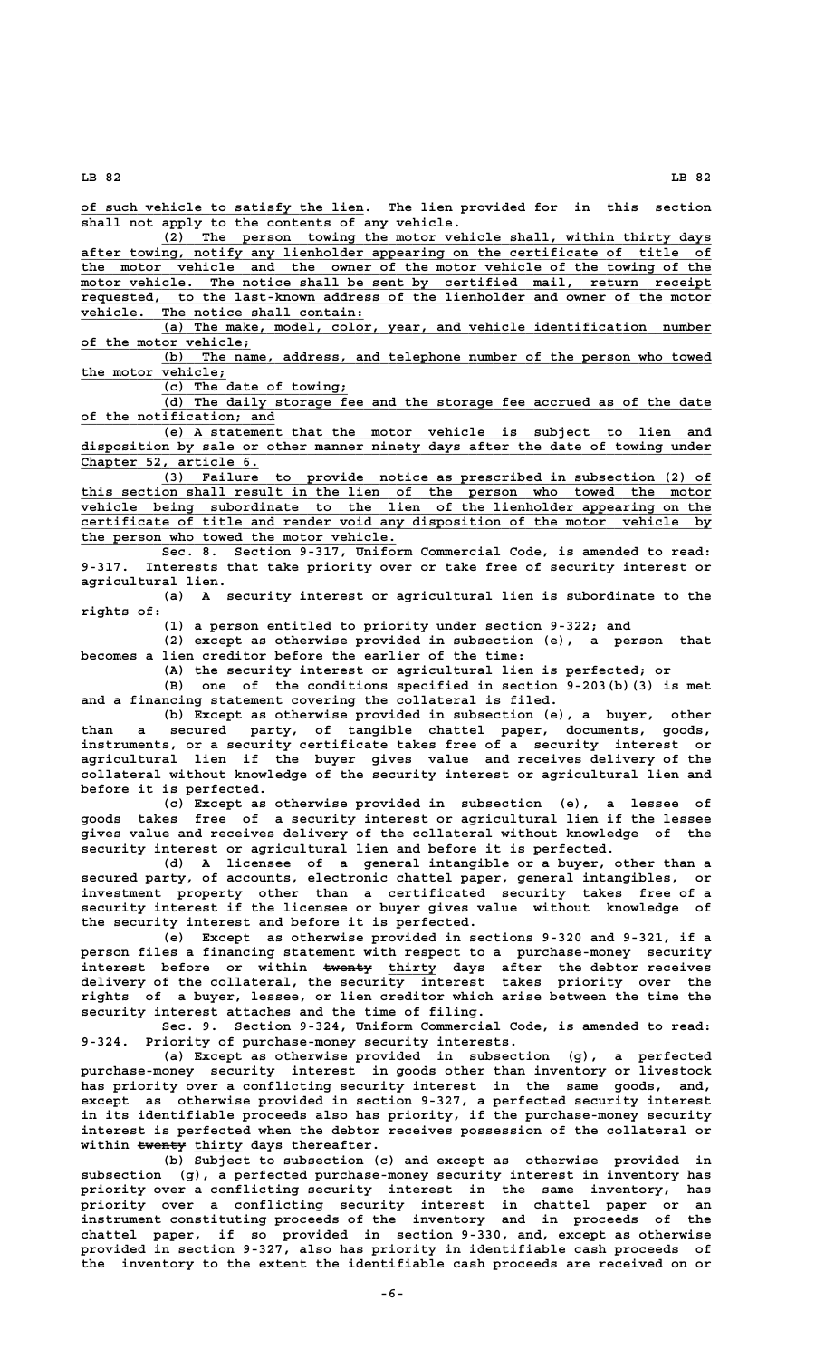of such vehicle to satisfy the lien. The lien provided for in this section shall not apply to the contents of any vehicle.

(2) The person towing the motor vehicle shall, within thirty days after towing, notify any lienholder appearing on the certificate of title of the motor vehicle and the owner of the motor vehicle of the towing of the motor vehicle. The notice shall be sent by certified mail, return receipt requested, to the last-known address of the lienholder and owner of the motor vehicle. The notice shall contain:

(a) The make, model, color, year, and vehicle identification number of the motor vehicle;

(b) The name, address, and telephone number of the person who towed the motor vehicle;

(c) The date of towing;

(d) The daily storage fee and the storage fee accrued as of the date of the notification; and

(e) A statement that the motor vehicle is subject to lien and disposition by sale or other manner ninety days after the date of towing under Chapter 52, article 6.

(3) Failure to provide notice as prescribed in subsection (2) of this section shall result in the lien of the person who towed the motor vehicle being subordinate to the lien of the lienholder appearing on the certificate of title and render void any disposition of the motor vehicle by the person who towed the motor vehicle.

Sec. 8. Section 9-317, Uniform Commercial Code, is amended to read:

9-317. Interests that take priority over or take free of security interest or agricultural lien.

(a) A security interest or agricultural lien is subordinate to the rights of:

(1) a person entitled to priority under section 9-322; and

(2) except as otherwise provided in subsection (e), a person that becomes a lien creditor before the earlier of the time:

(A) the security interest or agricultural lien is perfected; or

(B) one of the conditions specified in section 9-203(b)(3) is met and a financing statement covering the collateral is filed.

(b) Except as otherwise provided in subsection (e), a buyer, other than a secured party, of tangible chattel paper, documents, goods, instruments, or a security certificate takes free of a security interest or agricultural lien if the buyer gives value and receives delivery of the collateral without knowledge of the security interest or agricultural lien and before it is perfected.

(c) Except as otherwise provided in subsection (e), a lessee of goods takes free of a security interest or agricultural lien if the lessee gives value and receives delivery of the collateral without knowledge of the security interest or agricultural lien and before it is perfected.

(d) A licensee of a general intangible or a buyer, other than a secured party, of accounts, electronic chattel paper, general intangibles, or investment property other than a certificated security takes free of a security interest if the licensee or buyer gives value without knowledge of the security interest and before it is perfected.

(e) Except as otherwise provided in sections 9-320 and 9-321, if a person files a financing statement with respect to a purchase-money security interest before or within ~~twenty~~ thirty days after the debtor receives delivery of the collateral, the security interest takes priority over the rights of a buyer, lessee, or lien creditor which arise between the time the security interest attaches and the time of filing.

Sec. 9. Section 9-324, Uniform Commercial Code, is amended to read:

9-324. Priority of purchase-money security interests.

(a) Except as otherwise provided in subsection (g), a perfected purchase-money security interest in goods other than inventory or livestock has priority over a conflicting security interest in the same goods, and, except as otherwise provided in section 9-327, a perfected security interest in its identifiable proceeds also has priority, if the purchase-money security interest is perfected when the debtor receives possession of the collateral or within ~~twenty~~ thirty days thereafter.

(b) Subject to subsection (c) and except as otherwise provided in subsection (g), a perfected purchase-money security interest in inventory has priority over a conflicting security interest in the same inventory, has priority over a conflicting security interest in chattel paper or an instrument constituting proceeds of the inventory and in proceeds of the chattel paper, if so provided in section 9-330, and, except as otherwise provided in section 9-327, also has priority in identifiable cash proceeds of the inventory to the extent the identifiable cash proceeds are received on or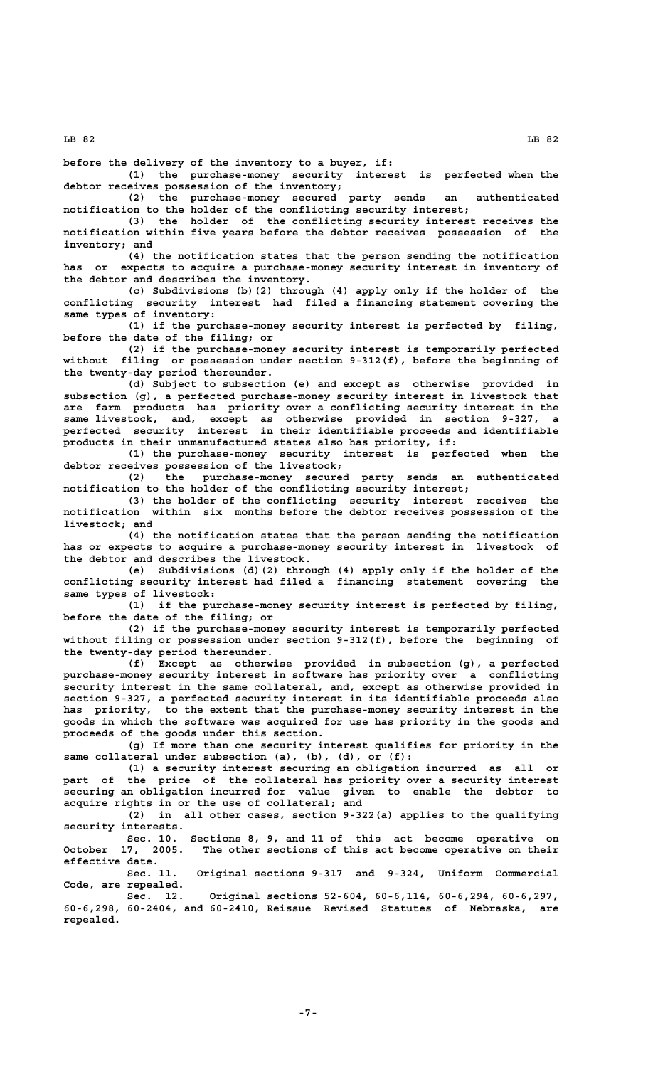before the delivery of the inventory to a buyer, if:

(1) the purchase-money security interest is perfected when the debtor receives possession of the inventory;

(2) the purchase-money secured party sends an authenticated notification to the holder of the conflicting security interest;

(3) the holder of the conflicting security interest receives the notification within five years before the debtor receives possession of the inventory; and

(4) the notification states that the person sending the notification has or expects to acquire a purchase-money security interest in inventory of the debtor and describes the inventory.

(c) Subdivisions (b)(2) through (4) apply only if the holder of the conflicting security interest had filed a financing statement covering the same types of inventory:

(1) if the purchase-money security interest is perfected by filing, before the date of the filing; or

(2) if the purchase-money security interest is temporarily perfected without filing or possession under section 9-312(f), before the beginning of the twenty-day period thereunder.

(d) Subject to subsection (e) and except as otherwise provided in subsection (g), a perfected purchase-money security interest in livestock that are farm products has priority over a conflicting security interest in the same livestock, and, except as otherwise provided in section 9-327, a perfected security interest in their identifiable proceeds and identifiable products in their unmanufactured states also has priority, if:

(1) the purchase-money security interest is perfected when the debtor receives possession of the livestock;

(2) the purchase-money secured party sends an authenticated notification to the holder of the conflicting security interest;

(3) the holder of the conflicting security interest receives the notification within six months before the debtor receives possession of the livestock; and

(4) the notification states that the person sending the notification has or expects to acquire a purchase-money security interest in livestock of the debtor and describes the livestock.

(e) Subdivisions (d)(2) through (4) apply only if the holder of the conflicting security interest had filed a financing statement covering the same types of livestock:

(1) if the purchase-money security interest is perfected by filing, before the date of the filing; or

(2) if the purchase-money security interest is temporarily perfected without filing or possession under section 9-312(f), before the beginning of the twenty-day period thereunder.

(f) Except as otherwise provided in subsection (g), a perfected purchase-money security interest in software has priority over a conflicting security interest in the same collateral, and, except as otherwise provided in section 9-327, a perfected security interest in its identifiable proceeds also has priority, to the extent that the purchase-money security interest in the goods in which the software was acquired for use has priority in the goods and proceeds of the goods under this section.

(g) If more than one security interest qualifies for priority in the same collateral under subsection (a), (b), (d), or (f):

(1) a security interest securing an obligation incurred as all or part of the price of the collateral has priority over a security interest securing an obligation incurred for value given to enable the debtor to acquire rights in or the use of collateral; and

(2) in all other cases, section 9-322(a) applies to the qualifying security interests.

Sec. 10. Sections 8, 9, and 11 of this act become operative on October 17, 2005. The other sections of this act become operative on their effective date.

Sec. 11. Original sections 9-317 and 9-324, Uniform Commercial Code, are repealed.

Sec. 12. Original sections 52-604, 60-6,114, 60-6,294, 60-6,297, 60-6,298, 60-2404, and 60-2410, Reissue Revised Statutes of Nebraska, are repealed.